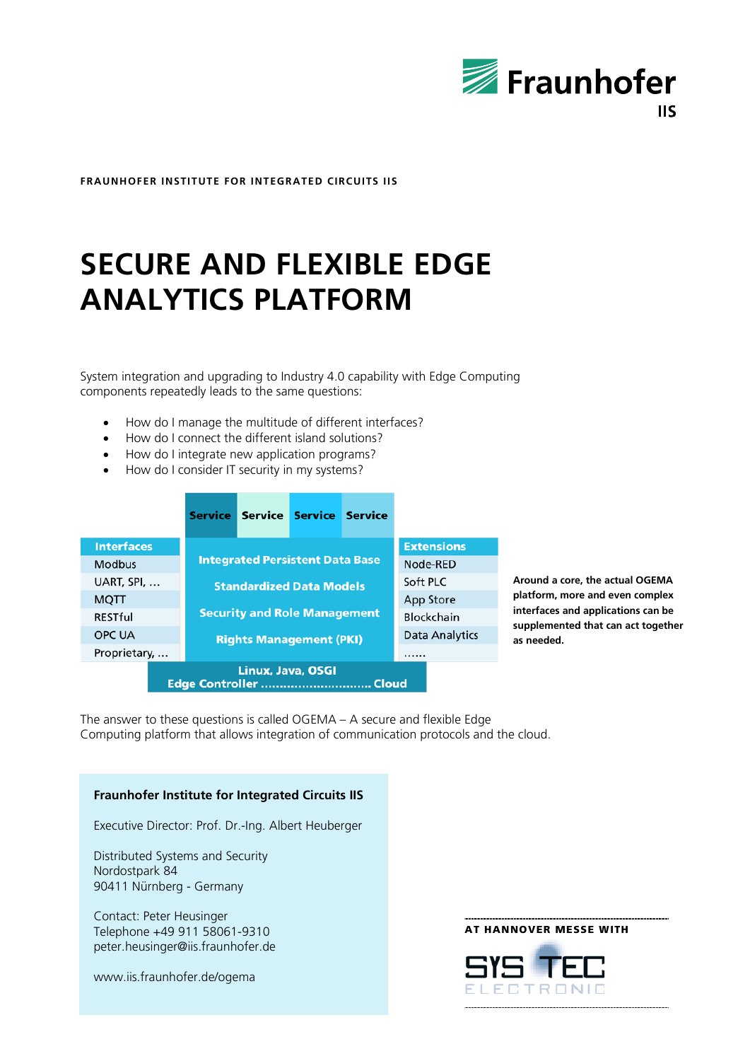Fraunhofer IIS

FRAUNHOFER INSTITUTE FOR INTEGRATED CIRCUITS IIS

# SECURE AND FLEXIBLE EDGE ANALYTICS PLATFORM

System integration and upgrading to Industry 4.0 capability with Edge Computing components repeatedly leads to the same questions:

- How do I manage the multitude of different interfaces?
- How do I connect the different island solutions?
- How do I integrate new application programs?
- How do I consider IT security in my systems?

| Interfaces | Service / Service / Service / Service | Extensions |
|---|---|---|
| Modbus | Integrated Persistent Data Base | Node-RED |
| UART, SPI, … | Standardized Data Models | Soft PLC |
| MQTT | Security and Role Management | App Store |
| RESTful | Rights Management (PKI) | Blockchain |
| OPC UA | | Data Analytics |
| Proprietary, … | | …… |
| | Linux, Java, OSGI<br>Edge Controller ............................ Cloud | |

**Around a core, the actual OGEMA platform, more and even complex interfaces and applications can be supplemented that can act together as needed.**

The answer to these questions is called OGEMA – A secure and flexible Edge Computing platform that allows integration of communication protocols and the cloud.

**Fraunhofer Institute for Integrated Circuits IIS**

Executive Director: Prof. Dr.-Ing. Albert Heuberger

Distributed Systems and Security
Nordostpark 84
90411 Nürnberg - Germany

Contact: Peter Heusinger
Telephone +49 911 58061-9310
peter.heusinger@iis.fraunhofer.de

www.iis.fraunhofer.de/ogema

AT HANNOVER MESSE WITH

SYS TEC ELECTRONIC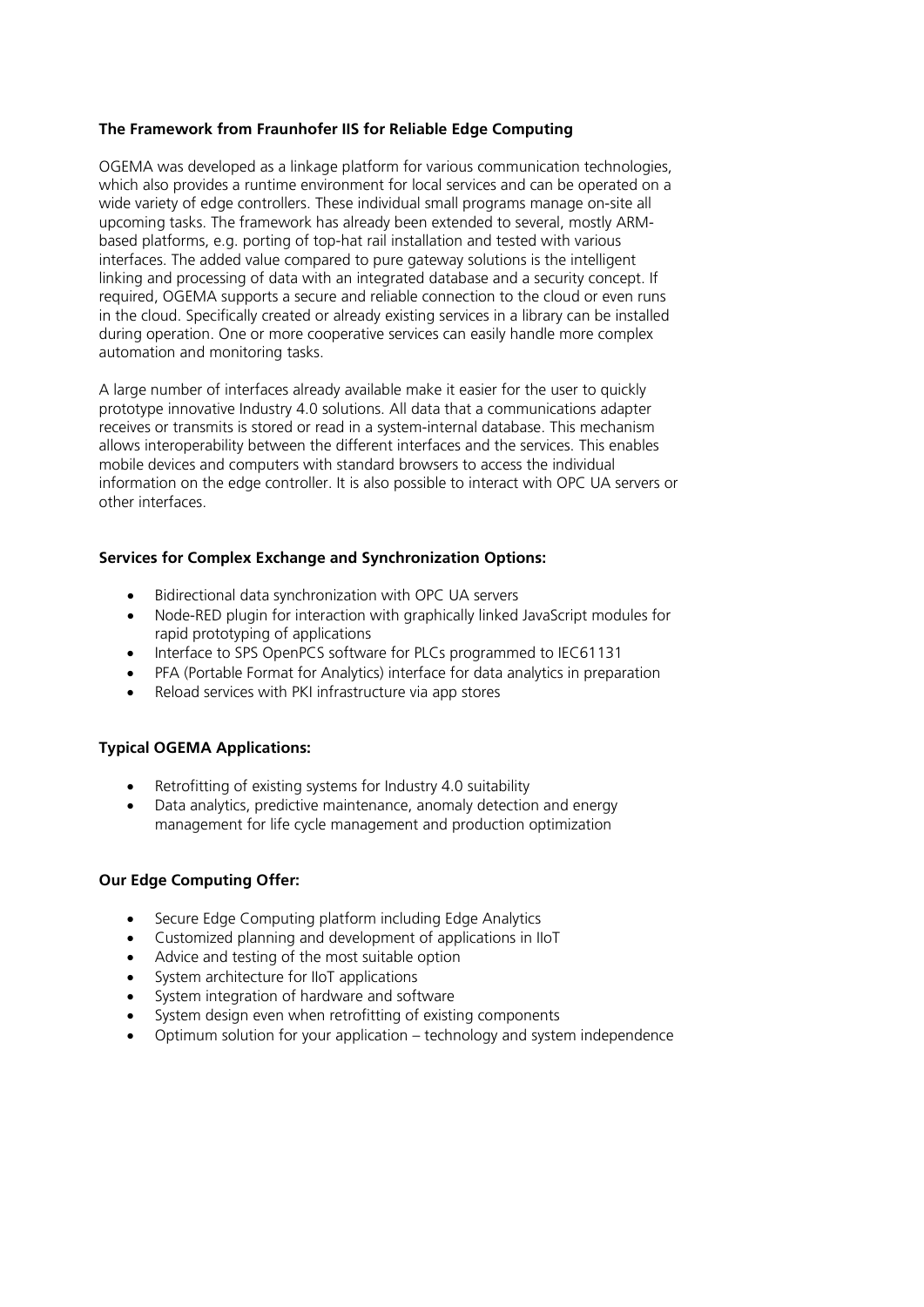**The Framework from Fraunhofer IIS for Reliable Edge Computing**

OGEMA was developed as a linkage platform for various communication technologies, which also provides a runtime environment for local services and can be operated on a wide variety of edge controllers. These individual small programs manage on-site all upcoming tasks. The framework has already been extended to several, mostly ARM-based platforms, e.g. porting of top-hat rail installation and tested with various interfaces. The added value compared to pure gateway solutions is the intelligent linking and processing of data with an integrated database and a security concept. If required, OGEMA supports a secure and reliable connection to the cloud or even runs in the cloud. Specifically created or already existing services in a library can be installed during operation. One or more cooperative services can easily handle more complex automation and monitoring tasks.

A large number of interfaces already available make it easier for the user to quickly prototype innovative Industry 4.0 solutions. All data that a communications adapter receives or transmits is stored or read in a system-internal database. This mechanism allows interoperability between the different interfaces and the services. This enables mobile devices and computers with standard browsers to access the individual information on the edge controller. It is also possible to interact with OPC UA servers or other interfaces.

**Services for Complex Exchange and Synchronization Options:**

- Bidirectional data synchronization with OPC UA servers
- Node-RED plugin for interaction with graphically linked JavaScript modules for rapid prototyping of applications
- Interface to SPS OpenPCS software for PLCs programmed to IEC61131
- PFA (Portable Format for Analytics) interface for data analytics in preparation
- Reload services with PKI infrastructure via app stores

**Typical OGEMA Applications:**

- Retrofitting of existing systems for Industry 4.0 suitability
- Data analytics, predictive maintenance, anomaly detection and energy management for life cycle management and production optimization

**Our Edge Computing Offer:**

- Secure Edge Computing platform including Edge Analytics
- Customized planning and development of applications in IIoT
- Advice and testing of the most suitable option
- System architecture for IIoT applications
- System integration of hardware and software
- System design even when retrofitting of existing components
- Optimum solution for your application – technology and system independence